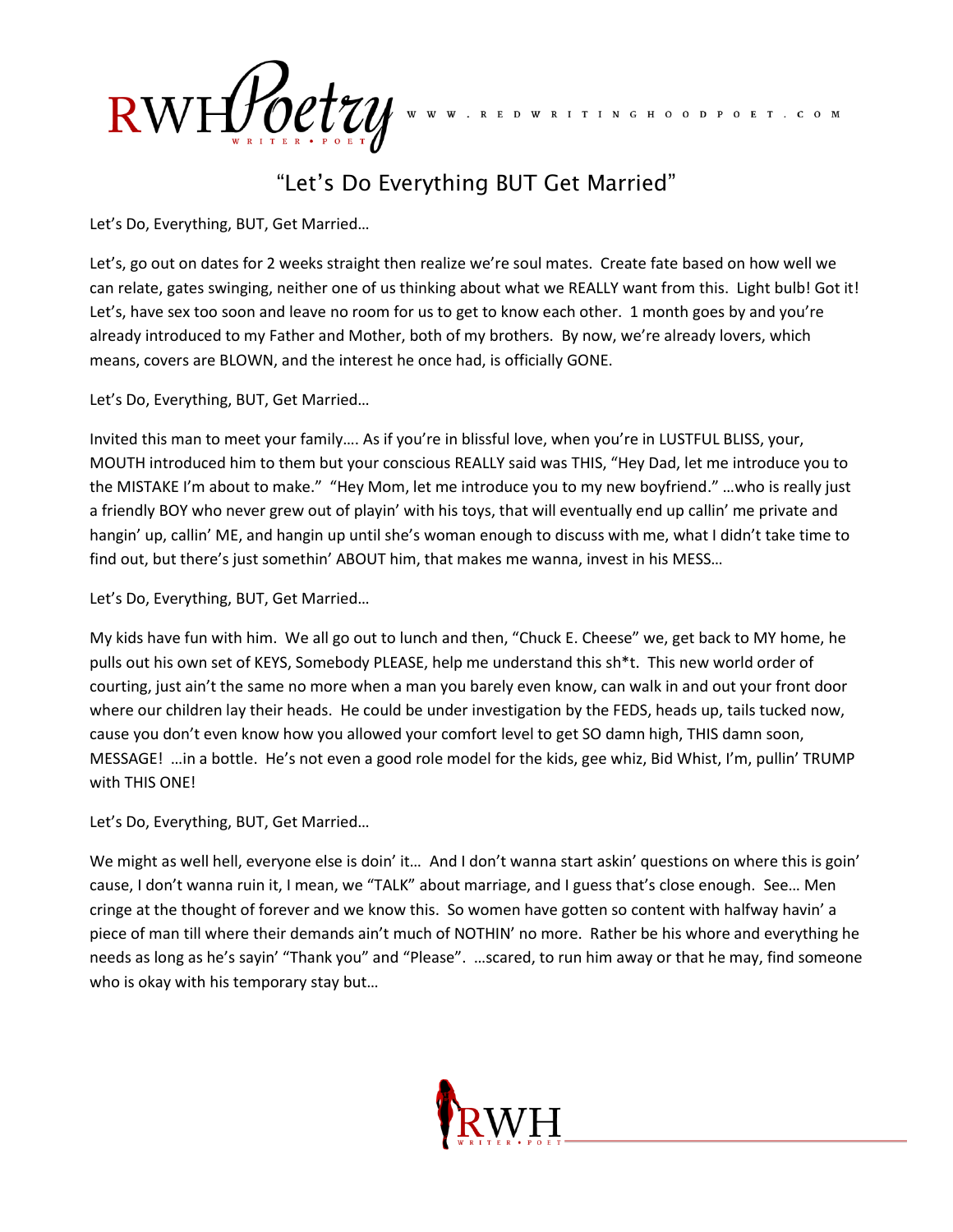# "Let's Do Everything BUT Get Married"

Let's Do, Everything, BUT, Get Married…

Let's, go out on dates for 2 weeks straight then realize we're soul mates. Create fate based on how well we can relate, gates swinging, neither one of us thinking about what we REALLY want from this. Light bulb! Got it! Let's, have sex too soon and leave no room for us to get to know each other. 1 month goes by and you're already introduced to my Father and Mother, both of my brothers. By now, we're already lovers, which means, covers are BLOWN, and the interest he once had, is officially GONE.

Let's Do, Everything, BUT, Get Married…

Invited this man to meet your family…. As if you're in blissful love, when you're in LUSTFUL BLISS, your, MOUTH introduced him to them but your conscious REALLY said was THIS, "Hey Dad, let me introduce you to the MISTAKE I'm about to make." "Hey Mom, let me introduce you to my new boyfriend." …who is really just a friendly BOY who never grew out of playin' with his toys, that will eventually end up callin' me private and hangin' up, callin' ME, and hangin up until she's woman enough to discuss with me, what I didn't take time to find out, but there's just somethin' ABOUT him, that makes me wanna, invest in his MESS…

Let's Do, Everything, BUT, Get Married…

My kids have fun with him. We all go out to lunch and then, "Chuck E. Cheese" we, get back to MY home, he pulls out his own set of KEYS, Somebody PLEASE, help me understand this sh*t. This new world order of courting, just ain't the same no more when a man you barely even know, can walk in and out your front door where our children lay their heads. He could be under investigation by the FEDS, heads up, tails tucked now, cause you don't even know how you allowed your comfort level to get SO damn high, THIS damn soon, MESSAGE! …in a bottle. He's not even a good role model for the kids, gee whiz, Bid Whist, I'm, pullin' TRUMP with THIS ONE!

Let's Do, Everything, BUT, Get Married…

We might as well hell, everyone else is doin' it… And I don't wanna start askin' questions on where this is goin' cause, I don't wanna ruin it, I mean, we "TALK" about marriage, and I guess that's close enough. See… Men cringe at the thought of forever and we know this. So women have gotten so content with halfway havin' a piece of man till where their demands ain't much of NOTHIN' no more. Rather be his whore and everything he needs as long as he's sayin' "Thank you" and "Please". …scared, to run him away or that he may, find someone who is okay with his temporary stay but…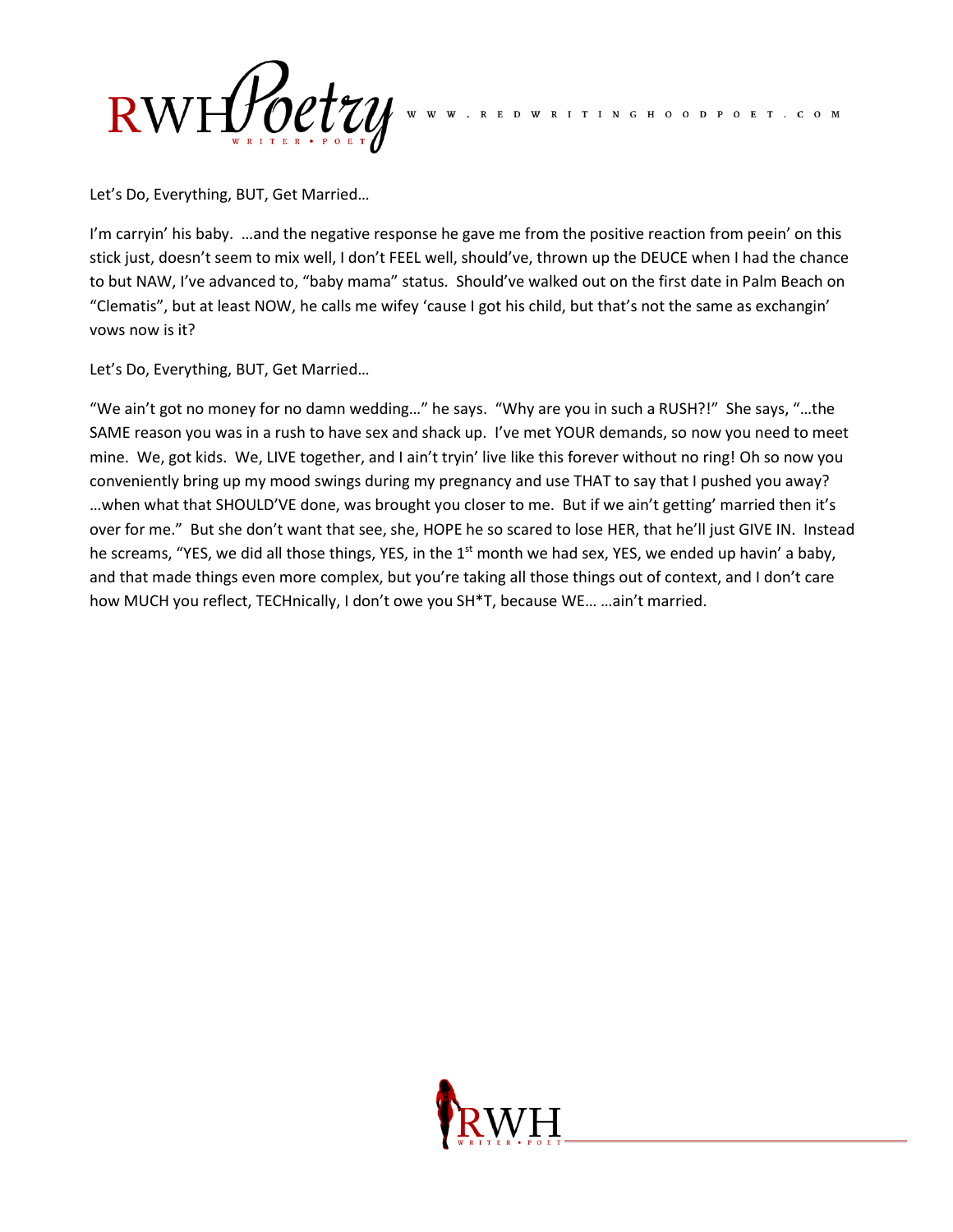Let's Do, Everything, BUT, Get Married…

I'm carryin' his baby. …and the negative response he gave me from the positive reaction from peein' on this stick just, doesn't seem to mix well, I don't FEEL well, should've, thrown up the DEUCE when I had the chance to but NAW, I've advanced to, "baby mama" status. Should've walked out on the first date in Palm Beach on "Clematis", but at least NOW, he calls me wifey 'cause I got his child, but that's not the same as exchangin' vows now is it?

Let's Do, Everything, BUT, Get Married…

"We ain't got no money for no damn wedding…" he says. "Why are you in such a RUSH?!" She says, "…the SAME reason you was in a rush to have sex and shack up. I've met YOUR demands, so now you need to meet mine. We, got kids. We, LIVE together, and I ain't tryin' live like this forever without no ring! Oh so now you conveniently bring up my mood swings during my pregnancy and use THAT to say that I pushed you away? …when what that SHOULD'VE done, was brought you closer to me. But if we ain't getting' married then it's over for me." But she don't want that see, she, HOPE he so scared to lose HER, that he'll just GIVE IN. Instead he screams, "YES, we did all those things, YES, in the 1st month we had sex, YES, we ended up havin' a baby, and that made things even more complex, but you're taking all those things out of context, and I don't care how MUCH you reflect, TECHnically, I don't owe you SH*T, because WE… …ain't married.